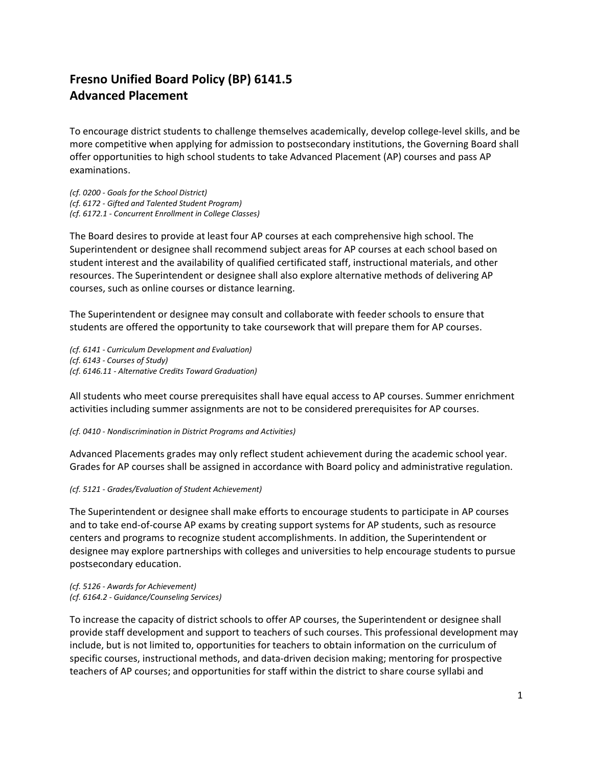# Fresno Unified Board Policy (BP) 6141.5
# Advanced Placement

To encourage district students to challenge themselves academically, develop college-level skills, and be more competitive when applying for admission to postsecondary institutions, the Governing Board shall offer opportunities to high school students to take Advanced Placement (AP) courses and pass AP examinations.

*(cf. 0200 - Goals for the School District)*
*(cf. 6172 - Gifted and Talented Student Program)*
*(cf. 6172.1 - Concurrent Enrollment in College Classes)*

The Board desires to provide at least four AP courses at each comprehensive high school. The Superintendent or designee shall recommend subject areas for AP courses at each school based on student interest and the availability of qualified certificated staff, instructional materials, and other resources. The Superintendent or designee shall also explore alternative methods of delivering AP courses, such as online courses or distance learning.

The Superintendent or designee may consult and collaborate with feeder schools to ensure that students are offered the opportunity to take coursework that will prepare them for AP courses.

*(cf. 6141 - Curriculum Development and Evaluation)*
*(cf. 6143 - Courses of Study)*
*(cf. 6146.11 - Alternative Credits Toward Graduation)*

All students who meet course prerequisites shall have equal access to AP courses. Summer enrichment activities including summer assignments are not to be considered prerequisites for AP courses.

*(cf. 0410 - Nondiscrimination in District Programs and Activities)*

Advanced Placements grades may only reflect student achievement during the academic school year. Grades for AP courses shall be assigned in accordance with Board policy and administrative regulation.

*(cf. 5121 - Grades/Evaluation of Student Achievement)*

The Superintendent or designee shall make efforts to encourage students to participate in AP courses and to take end-of-course AP exams by creating support systems for AP students, such as resource centers and programs to recognize student accomplishments. In addition, the Superintendent or designee may explore partnerships with colleges and universities to help encourage students to pursue postsecondary education.

*(cf. 5126 - Awards for Achievement)*
*(cf. 6164.2 - Guidance/Counseling Services)*

To increase the capacity of district schools to offer AP courses, the Superintendent or designee shall provide staff development and support to teachers of such courses. This professional development may include, but is not limited to, opportunities for teachers to obtain information on the curriculum of specific courses, instructional methods, and data-driven decision making; mentoring for prospective teachers of AP courses; and opportunities for staff within the district to share course syllabi and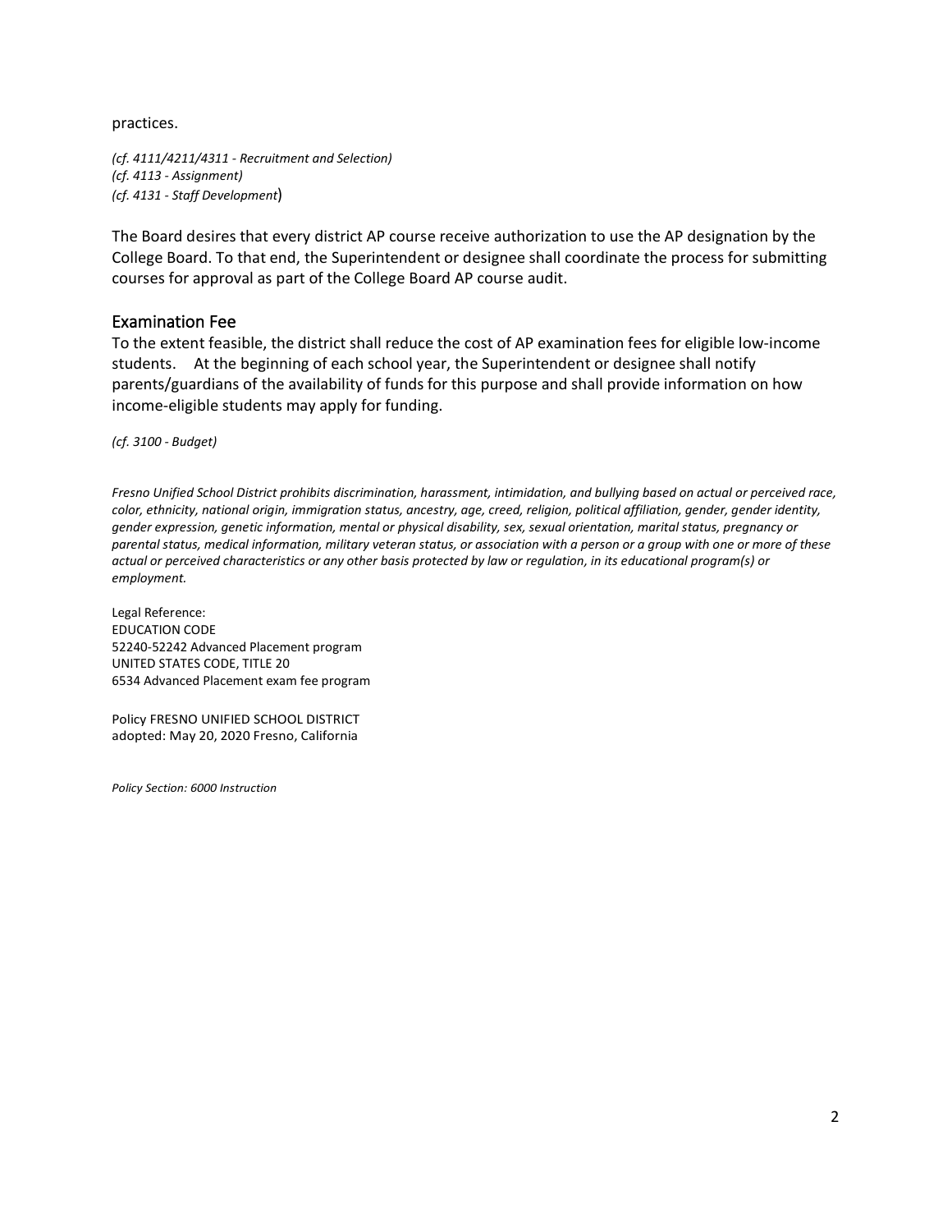practices.

*(cf. 4111/4211/4311 - Recruitment and Selection)*
*(cf. 4113 - Assignment)*
*(cf. 4131 - Staff Development*)

The Board desires that every district AP course receive authorization to use the AP designation by the College Board. To that end, the Superintendent or designee shall coordinate the process for submitting courses for approval as part of the College Board AP course audit.

## Examination Fee

To the extent feasible, the district shall reduce the cost of AP examination fees for eligible low-income students. At the beginning of each school year, the Superintendent or designee shall notify parents/guardians of the availability of funds for this purpose and shall provide information on how income-eligible students may apply for funding.

*(cf. 3100 - Budget)*

*Fresno Unified School District prohibits discrimination, harassment, intimidation, and bullying based on actual or perceived race, color, ethnicity, national origin, immigration status, ancestry, age, creed, religion, political affiliation, gender, gender identity, gender expression, genetic information, mental or physical disability, sex, sexual orientation, marital status, pregnancy or parental status, medical information, military veteran status, or association with a person or a group with one or more of these actual or perceived characteristics or any other basis protected by law or regulation, in its educational program(s) or employment.*

Legal Reference:
EDUCATION CODE
52240-52242 Advanced Placement program
UNITED STATES CODE, TITLE 20
6534 Advanced Placement exam fee program

Policy FRESNO UNIFIED SCHOOL DISTRICT
adopted: May 20, 2020 Fresno, California

*Policy Section: 6000 Instruction*